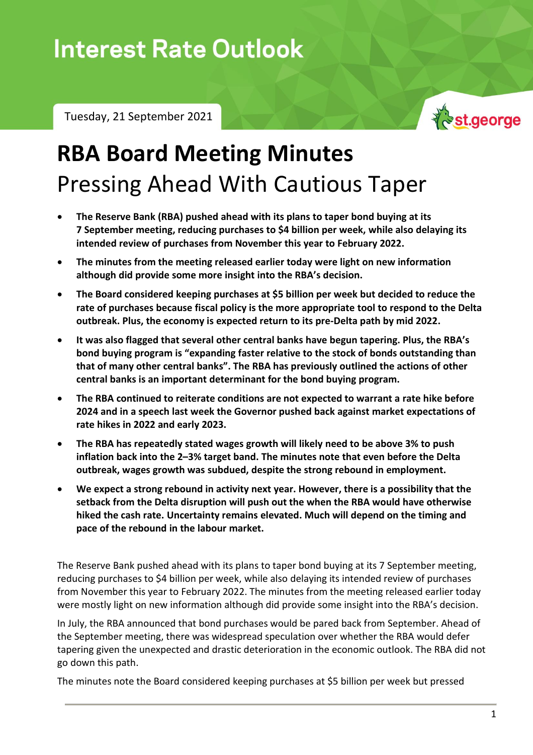# Interest Rate Outlook

Tuesday, 21 September 2021

# RBA Board Meeting Minutes

## Pressing Ahead With Cautious Taper

- **The Reserve Bank (RBA) pushed ahead with its plans to taper bond buying at its 7 September meeting, reducing purchases to $4 billion per week, while also delaying its intended review of purchases from November this year to February 2022.**
- **The minutes from the meeting released earlier today were light on new information although did provide some more insight into the RBA's decision.**
- **The Board considered keeping purchases at $5 billion per week but decided to reduce the rate of purchases because fiscal policy is the more appropriate tool to respond to the Delta outbreak. Plus, the economy is expected return to its pre-Delta path by mid 2022.**
- **It was also flagged that several other central banks have begun tapering. Plus, the RBA's bond buying program is "expanding faster relative to the stock of bonds outstanding than that of many other central banks". The RBA has previously outlined the actions of other central banks is an important determinant for the bond buying program.**
- **The RBA continued to reiterate conditions are not expected to warrant a rate hike before 2024 and in a speech last week the Governor pushed back against market expectations of rate hikes in 2022 and early 2023.**
- **The RBA has repeatedly stated wages growth will likely need to be above 3% to push inflation back into the 2–3% target band. The minutes note that even before the Delta outbreak, wages growth was subdued, despite the strong rebound in employment.**
- **We expect a strong rebound in activity next year. However, there is a possibility that the setback from the Delta disruption will push out the when the RBA would have otherwise hiked the cash rate. Uncertainty remains elevated. Much will depend on the timing and pace of the rebound in the labour market.**

The Reserve Bank pushed ahead with its plans to taper bond buying at its 7 September meeting, reducing purchases to $4 billion per week, while also delaying its intended review of purchases from November this year to February 2022. The minutes from the meeting released earlier today were mostly light on new information although did provide some insight into the RBA's decision.

In July, the RBA announced that bond purchases would be pared back from September. Ahead of the September meeting, there was widespread speculation over whether the RBA would defer tapering given the unexpected and drastic deterioration in the economic outlook. The RBA did not go down this path.

The minutes note the Board considered keeping purchases at $5 billion per week but pressed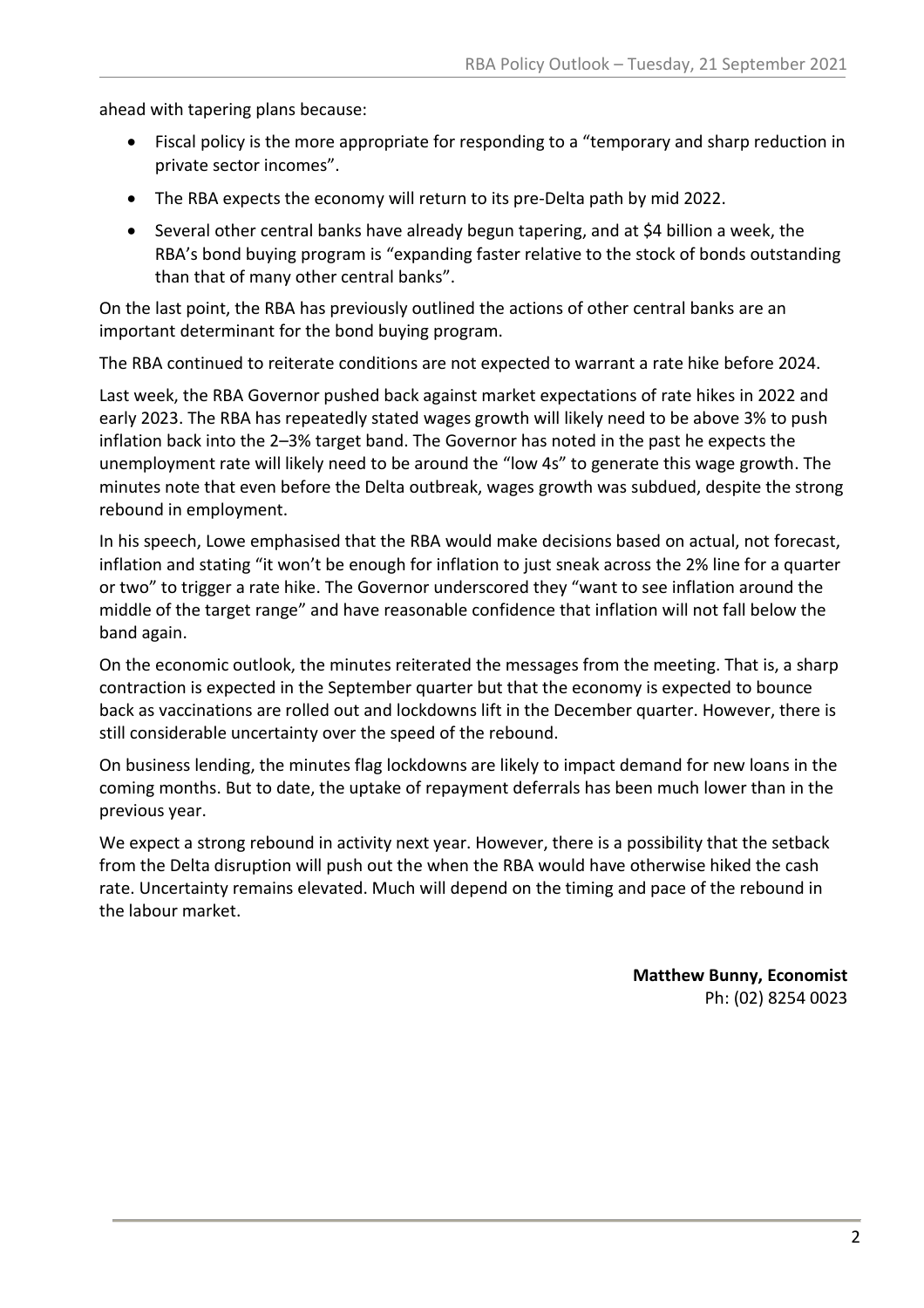ahead with tapering plans because:

- Fiscal policy is the more appropriate for responding to a "temporary and sharp reduction in private sector incomes".
- The RBA expects the economy will return to its pre-Delta path by mid 2022.
- Several other central banks have already begun tapering, and at $4 billion a week, the RBA's bond buying program is "expanding faster relative to the stock of bonds outstanding than that of many other central banks".

On the last point, the RBA has previously outlined the actions of other central banks are an important determinant for the bond buying program.

The RBA continued to reiterate conditions are not expected to warrant a rate hike before 2024.

Last week, the RBA Governor pushed back against market expectations of rate hikes in 2022 and early 2023. The RBA has repeatedly stated wages growth will likely need to be above 3% to push inflation back into the 2–3% target band. The Governor has noted in the past he expects the unemployment rate will likely need to be around the "low 4s" to generate this wage growth. The minutes note that even before the Delta outbreak, wages growth was subdued, despite the strong rebound in employment.

In his speech, Lowe emphasised that the RBA would make decisions based on actual, not forecast, inflation and stating "it won't be enough for inflation to just sneak across the 2% line for a quarter or two" to trigger a rate hike. The Governor underscored they "want to see inflation around the middle of the target range" and have reasonable confidence that inflation will not fall below the band again.

On the economic outlook, the minutes reiterated the messages from the meeting. That is, a sharp contraction is expected in the September quarter but that the economy is expected to bounce back as vaccinations are rolled out and lockdowns lift in the December quarter. However, there is still considerable uncertainty over the speed of the rebound.

On business lending, the minutes flag lockdowns are likely to impact demand for new loans in the coming months. But to date, the uptake of repayment deferrals has been much lower than in the previous year.

We expect a strong rebound in activity next year. However, there is a possibility that the setback from the Delta disruption will push out the when the RBA would have otherwise hiked the cash rate. Uncertainty remains elevated. Much will depend on the timing and pace of the rebound in the labour market.

**Matthew Bunny, Economist**
Ph: (02) 8254 0023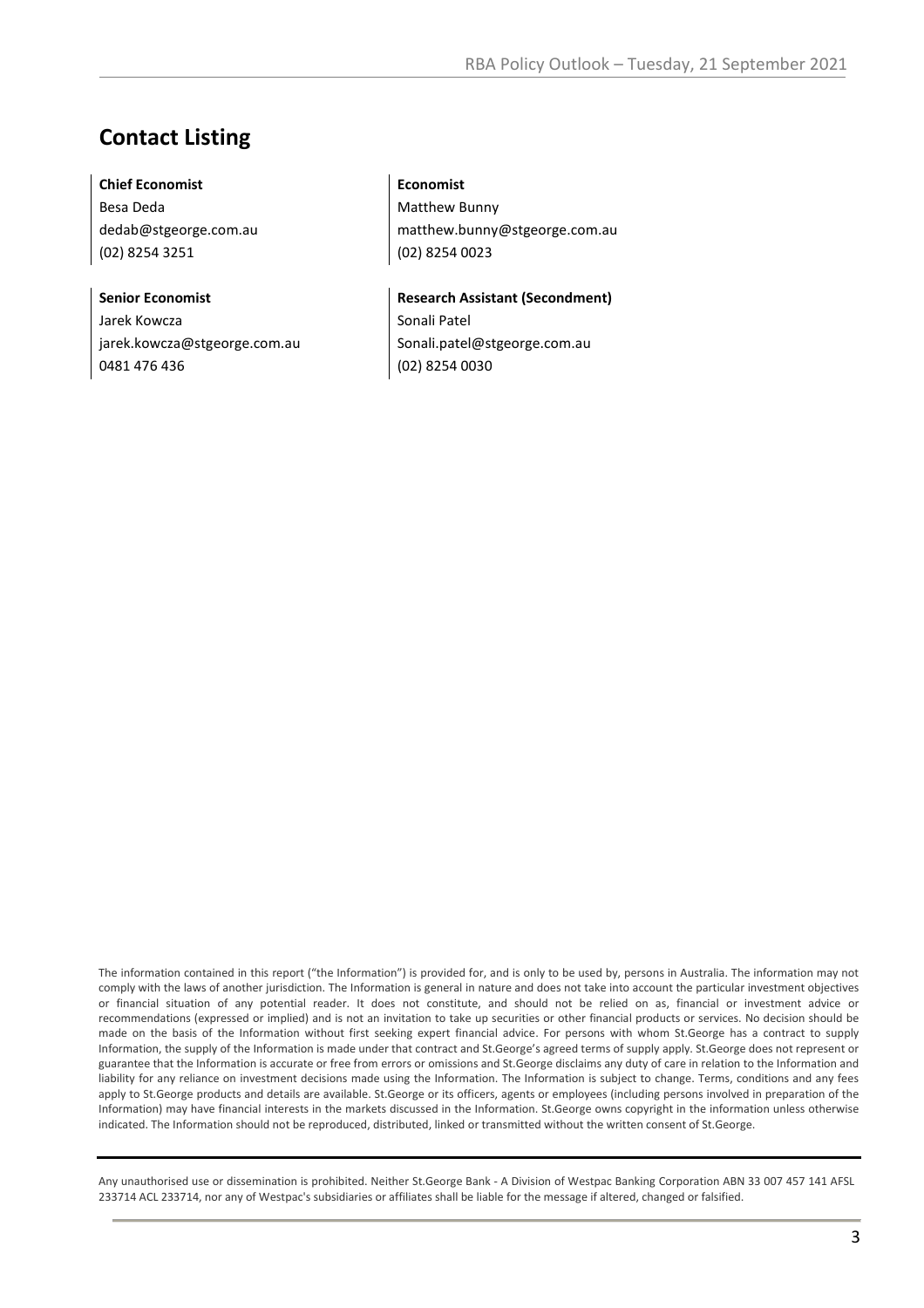## Contact Listing

**Chief Economist**
Besa Deda
dedab@stgeorge.com.au
(02) 8254 3251

**Senior Economist**
Jarek Kowcza
jarek.kowcza@stgeorge.com.au
0481 476 436

**Economist**
Matthew Bunny
matthew.bunny@stgeorge.com.au
(02) 8254 0023

**Research Assistant (Secondment)**
Sonali Patel
Sonali.patel@stgeorge.com.au
(02) 8254 0030

The information contained in this report ("the Information") is provided for, and is only to be used by, persons in Australia. The information may not comply with the laws of another jurisdiction. The Information is general in nature and does not take into account the particular investment objectives or financial situation of any potential reader. It does not constitute, and should not be relied on as, financial or investment advice or recommendations (expressed or implied) and is not an invitation to take up securities or other financial products or services. No decision should be made on the basis of the Information without first seeking expert financial advice. For persons with whom St.George has a contract to supply Information, the supply of the Information is made under that contract and St.George's agreed terms of supply apply. St.George does not represent or guarantee that the Information is accurate or free from errors or omissions and St.George disclaims any duty of care in relation to the Information and liability for any reliance on investment decisions made using the Information. The Information is subject to change. Terms, conditions and any fees apply to St.George products and details are available. St.George or its officers, agents or employees (including persons involved in preparation of the Information) may have financial interests in the markets discussed in the Information. St.George owns copyright in the information unless otherwise indicated. The Information should not be reproduced, distributed, linked or transmitted without the written consent of St.George.

Any unauthorised use or dissemination is prohibited. Neither St.George Bank - A Division of Westpac Banking Corporation ABN 33 007 457 141 AFSL 233714 ACL 233714, nor any of Westpac's subsidiaries or affiliates shall be liable for the message if altered, changed or falsified.